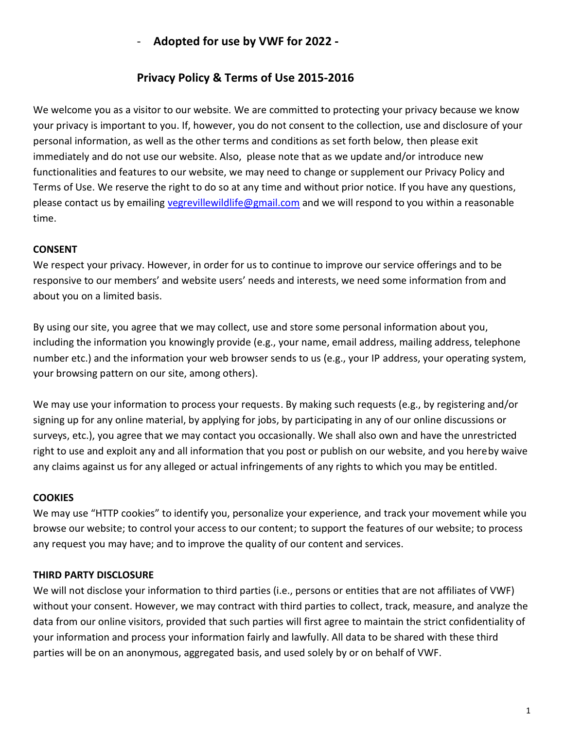- **Adopted for use by VWF for 2022 -**

# Privacy Policy & Terms of Use 2015-2016

We welcome you as a visitor to our website. We are committed to protecting your privacy because we know your privacy is important to you. If, however, you do not consent to the collection, use and disclosure of your personal information, as well as the other terms and conditions as set forth below, then please exit immediately and do not use our website. Also, please note that as we update and/or introduce new functionalities and features to our website, we may need to change or supplement our Privacy Policy and Terms of Use. We reserve the right to do so at any time and without prior notice. If you have any questions, please contact us by emailing [vegrevillewildlife@gmail.com](mailto:vegrevillewildlife@gmail.com) and we will respond to you within a reasonable time.

## CONSENT

We respect your privacy. However, in order for us to continue to improve our service offerings and to be responsive to our members' and website users' needs and interests, we need some information from and about you on a limited basis.

By using our site, you agree that we may collect, use and store some personal information about you, including the information you knowingly provide (e.g., your name, email address, mailing address, telephone number etc.) and the information your web browser sends to us (e.g., your IP address, your operating system, your browsing pattern on our site, among others).

We may use your information to process your requests. By making such requests (e.g., by registering and/or signing up for any online material, by applying for jobs, by participating in any of our online discussions or surveys, etc.), you agree that we may contact you occasionally. We shall also own and have the unrestricted right to use and exploit any and all information that you post or publish on our website, and you hereby waive any claims against us for any alleged or actual infringements of any rights to which you may be entitled.

## COOKIES

We may use "HTTP cookies" to identify you, personalize your experience, and track your movement while you browse our website; to control your access to our content; to support the features of our website; to process any request you may have; and to improve the quality of our content and services.

## THIRD PARTY DISCLOSURE

We will not disclose your information to third parties (i.e., persons or entities that are not affiliates of VWF) without your consent. However, we may contract with third parties to collect, track, measure, and analyze the data from our online visitors, provided that such parties will first agree to maintain the strict confidentiality of your information and process your information fairly and lawfully. All data to be shared with these third parties will be on an anonymous, aggregated basis, and used solely by or on behalf of VWF.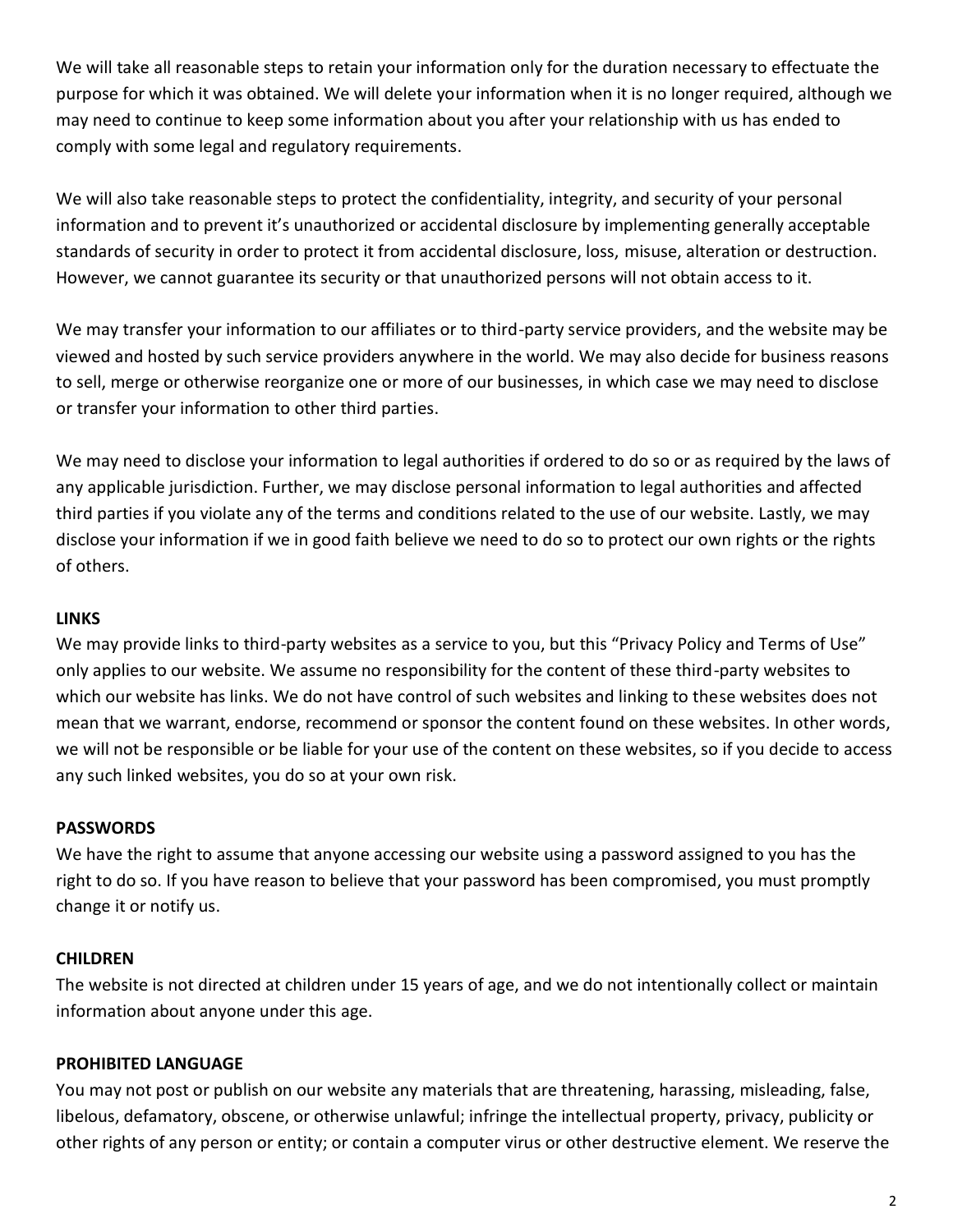We will take all reasonable steps to retain your information only for the duration necessary to effectuate the purpose for which it was obtained. We will delete your information when it is no longer required, although we may need to continue to keep some information about you after your relationship with us has ended to comply with some legal and regulatory requirements.

We will also take reasonable steps to protect the confidentiality, integrity, and security of your personal information and to prevent it's unauthorized or accidental disclosure by implementing generally acceptable standards of security in order to protect it from accidental disclosure, loss, misuse, alteration or destruction. However, we cannot guarantee its security or that unauthorized persons will not obtain access to it.

We may transfer your information to our affiliates or to third-party service providers, and the website may be viewed and hosted by such service providers anywhere in the world. We may also decide for business reasons to sell, merge or otherwise reorganize one or more of our businesses, in which case we may need to disclose or transfer your information to other third parties.

We may need to disclose your information to legal authorities if ordered to do so or as required by the laws of any applicable jurisdiction. Further, we may disclose personal information to legal authorities and affected third parties if you violate any of the terms and conditions related to the use of our website. Lastly, we may disclose your information if we in good faith believe we need to do so to protect our own rights or the rights of others.

**LINKS**

We may provide links to third-party websites as a service to you, but this "Privacy Policy and Terms of Use" only applies to our website. We assume no responsibility for the content of these third-party websites to which our website has links. We do not have control of such websites and linking to these websites does not mean that we warrant, endorse, recommend or sponsor the content found on these websites. In other words, we will not be responsible or be liable for your use of the content on these websites, so if you decide to access any such linked websites, you do so at your own risk.

**PASSWORDS**

We have the right to assume that anyone accessing our website using a password assigned to you has the right to do so. If you have reason to believe that your password has been compromised, you must promptly change it or notify us.

**CHILDREN**

The website is not directed at children under 15 years of age, and we do not intentionally collect or maintain information about anyone under this age.

**PROHIBITED LANGUAGE**

You may not post or publish on our website any materials that are threatening, harassing, misleading, false, libelous, defamatory, obscene, or otherwise unlawful; infringe the intellectual property, privacy, publicity or other rights of any person or entity; or contain a computer virus or other destructive element. We reserve the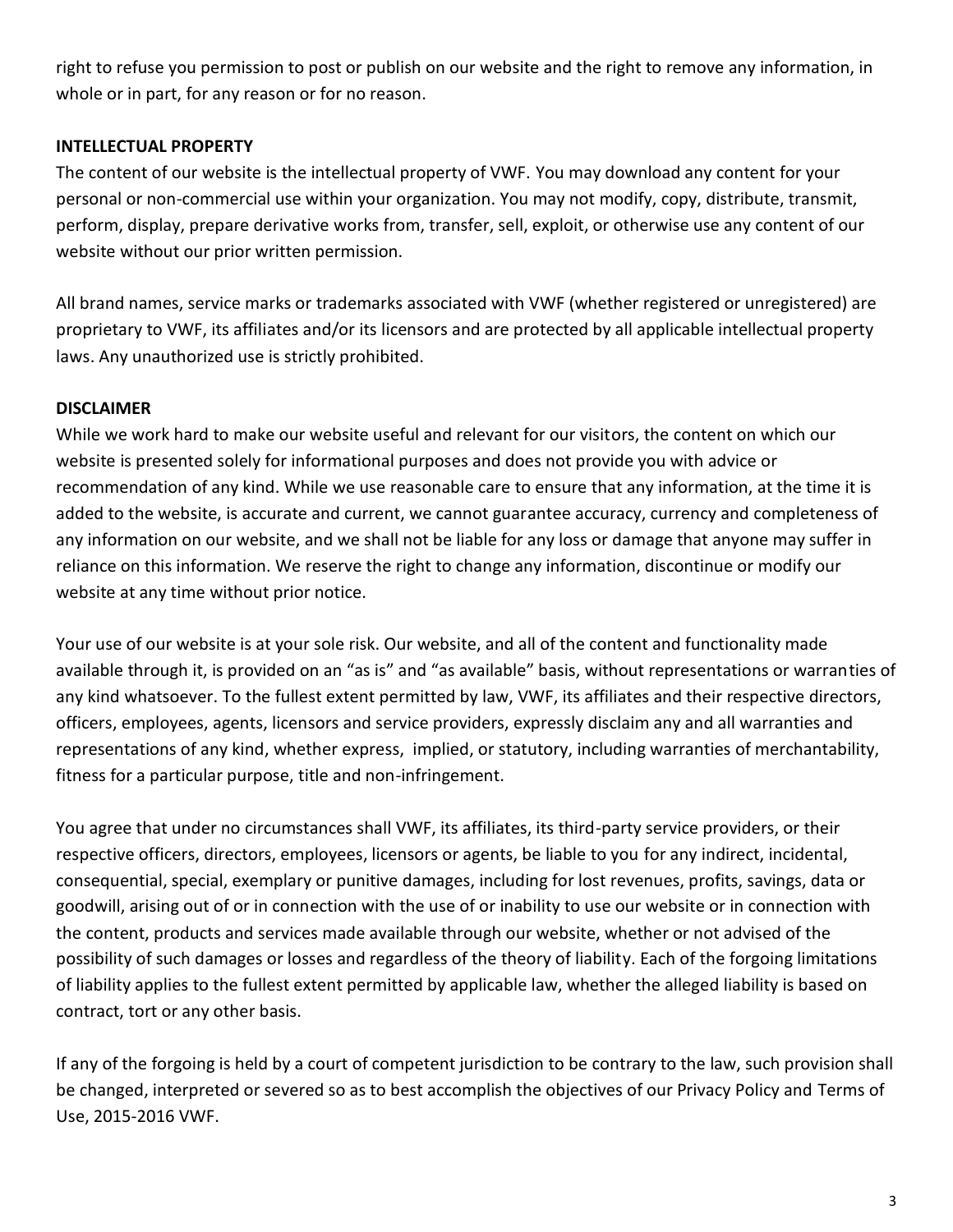right to refuse you permission to post or publish on our website and the right to remove any information, in whole or in part, for any reason or for no reason.

**INTELLECTUAL PROPERTY**

The content of our website is the intellectual property of VWF. You may download any content for your personal or non-commercial use within your organization. You may not modify, copy, distribute, transmit, perform, display, prepare derivative works from, transfer, sell, exploit, or otherwise use any content of our website without our prior written permission.

All brand names, service marks or trademarks associated with VWF (whether registered or unregistered) are proprietary to VWF, its affiliates and/or its licensors and are protected by all applicable intellectual property laws. Any unauthorized use is strictly prohibited.

**DISCLAIMER**

While we work hard to make our website useful and relevant for our visitors, the content on which our website is presented solely for informational purposes and does not provide you with advice or recommendation of any kind. While we use reasonable care to ensure that any information, at the time it is added to the website, is accurate and current, we cannot guarantee accuracy, currency and completeness of any information on our website, and we shall not be liable for any loss or damage that anyone may suffer in reliance on this information. We reserve the right to change any information, discontinue or modify our website at any time without prior notice.

Your use of our website is at your sole risk. Our website, and all of the content and functionality made available through it, is provided on an "as is" and "as available" basis, without representations or warranties of any kind whatsoever. To the fullest extent permitted by law, VWF, its affiliates and their respective directors, officers, employees, agents, licensors and service providers, expressly disclaim any and all warranties and representations of any kind, whether express, implied, or statutory, including warranties of merchantability, fitness for a particular purpose, title and non-infringement.

You agree that under no circumstances shall VWF, its affiliates, its third-party service providers, or their respective officers, directors, employees, licensors or agents, be liable to you for any indirect, incidental, consequential, special, exemplary or punitive damages, including for lost revenues, profits, savings, data or goodwill, arising out of or in connection with the use of or inability to use our website or in connection with the content, products and services made available through our website, whether or not advised of the possibility of such damages or losses and regardless of the theory of liability. Each of the forgoing limitations of liability applies to the fullest extent permitted by applicable law, whether the alleged liability is based on contract, tort or any other basis.

If any of the forgoing is held by a court of competent jurisdiction to be contrary to the law, such provision shall be changed, interpreted or severed so as to best accomplish the objectives of our Privacy Policy and Terms of Use, 2015-2016 VWF.